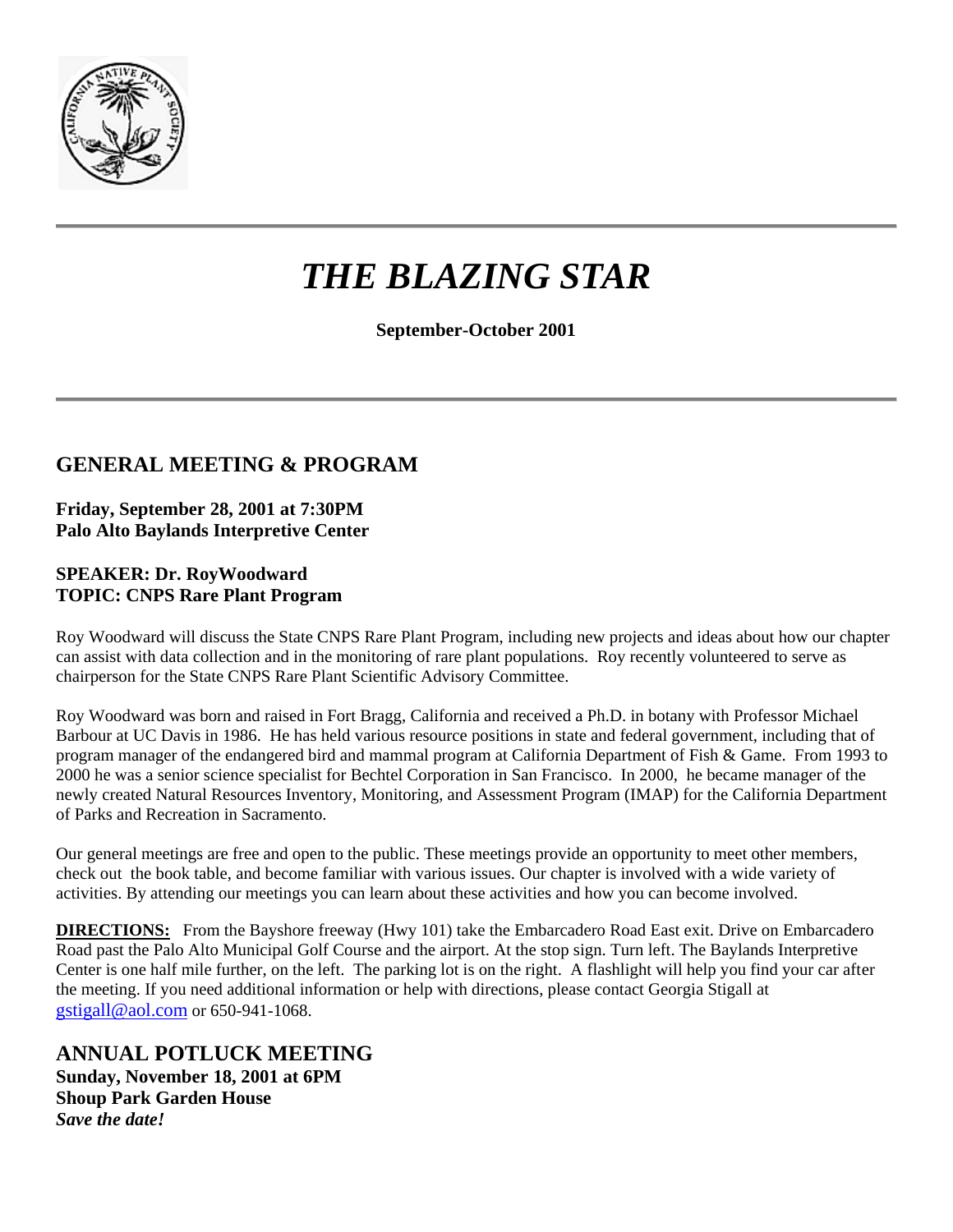# *THE BLAZING STAR*

**September-October 2001**

---

## GENERAL MEETING & PROGRAM

**Friday, September 28, 2001 at 7:30PM**
**Palo Alto Baylands Interpretive Center**

**SPEAKER: Dr. RoyWoodward**
**TOPIC: CNPS Rare Plant Program**

Roy Woodward will discuss the State CNPS Rare Plant Program, including new projects and ideas about how our chapter can assist with data collection and in the monitoring of rare plant populations. Roy recently volunteered to serve as chairperson for the State CNPS Rare Plant Scientific Advisory Committee.

Roy Woodward was born and raised in Fort Bragg, California and received a Ph.D. in botany with Professor Michael Barbour at UC Davis in 1986. He has held various resource positions in state and federal government, including that of program manager of the endangered bird and mammal program at California Department of Fish & Game. From 1993 to 2000 he was a senior science specialist for Bechtel Corporation in San Francisco. In 2000, he became manager of the newly created Natural Resources Inventory, Monitoring, and Assessment Program (IMAP) for the California Department of Parks and Recreation in Sacramento.

Our general meetings are free and open to the public. These meetings provide an opportunity to meet other members, check out the book table, and become familiar with various issues. Our chapter is involved with a wide variety of activities. By attending our meetings you can learn about these activities and how you can become involved.

**DIRECTIONS:** From the Bayshore freeway (Hwy 101) take the Embarcadero Road East exit. Drive on Embarcadero Road past the Palo Alto Municipal Golf Course and the airport. At the stop sign. Turn left. The Baylands Interpretive Center is one half mile further, on the left. The parking lot is on the right. A flashlight will help you find your car after the meeting. If you need additional information or help with directions, please contact Georgia Stigall at gstigall@aol.com or 650-941-1068.

## ANNUAL POTLUCK MEETING

**Sunday, November 18, 2001 at 6PM**
**Shoup Park Garden House**
***Save the date!***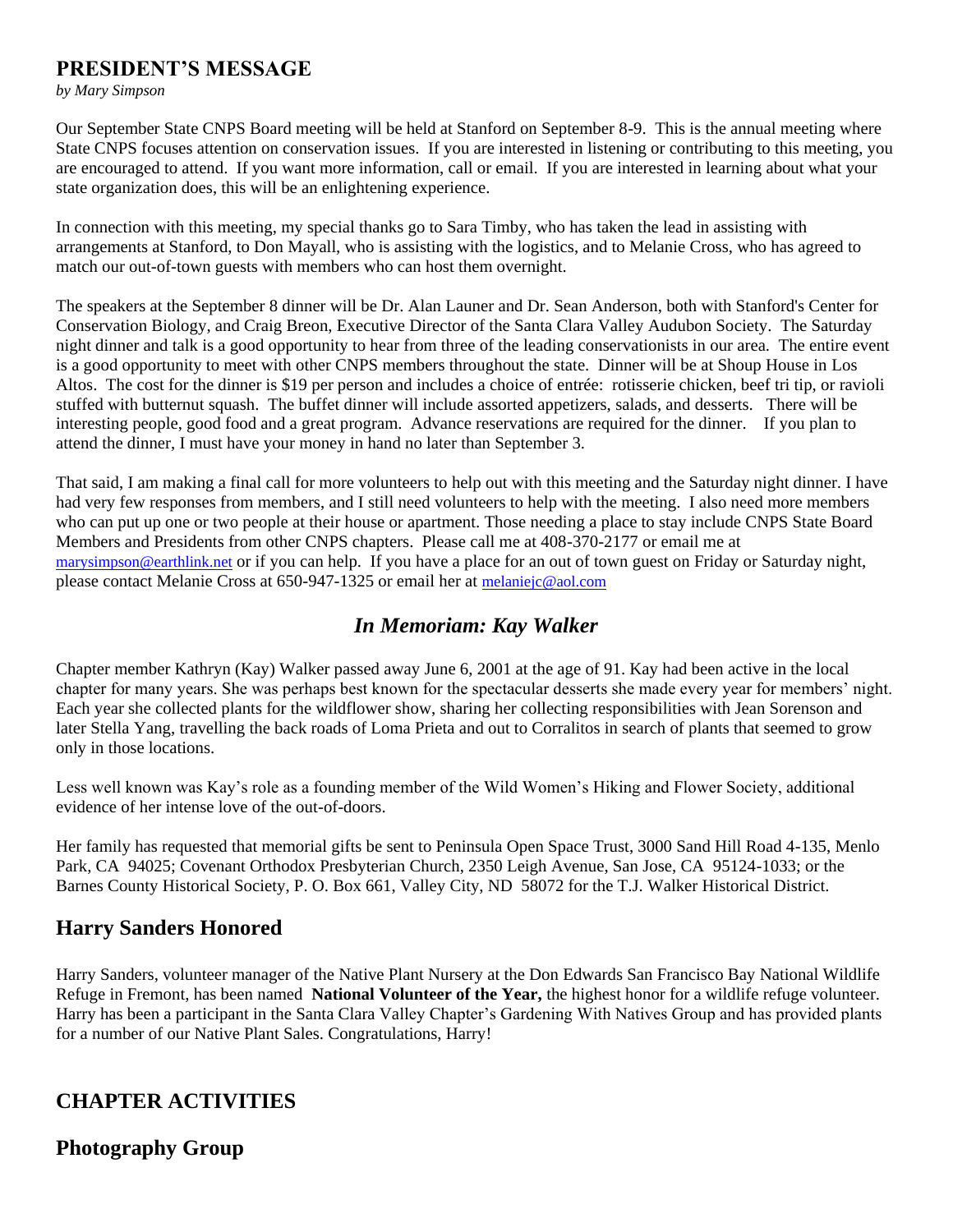## PRESIDENT'S MESSAGE

*by Mary Simpson*

Our September State CNPS Board meeting will be held at Stanford on September 8-9. This is the annual meeting where State CNPS focuses attention on conservation issues. If you are interested in listening or contributing to this meeting, you are encouraged to attend. If you want more information, call or email. If you are interested in learning about what your state organization does, this will be an enlightening experience.

In connection with this meeting, my special thanks go to Sara Timby, who has taken the lead in assisting with arrangements at Stanford, to Don Mayall, who is assisting with the logistics, and to Melanie Cross, who has agreed to match our out-of-town guests with members who can host them overnight.

The speakers at the September 8 dinner will be Dr. Alan Launer and Dr. Sean Anderson, both with Stanford's Center for Conservation Biology, and Craig Breon, Executive Director of the Santa Clara Valley Audubon Society. The Saturday night dinner and talk is a good opportunity to hear from three of the leading conservationists in our area. The entire event is a good opportunity to meet with other CNPS members throughout the state. Dinner will be at Shoup House in Los Altos. The cost for the dinner is $19 per person and includes a choice of entrée: rotisserie chicken, beef tri tip, or ravioli stuffed with butternut squash. The buffet dinner will include assorted appetizers, salads, and desserts. There will be interesting people, good food and a great program. Advance reservations are required for the dinner. If you plan to attend the dinner, I must have your money in hand no later than September 3.

That said, I am making a final call for more volunteers to help out with this meeting and the Saturday night dinner. I have had very few responses from members, and I still need volunteers to help with the meeting. I also need more members who can put up one or two people at their house or apartment. Those needing a place to stay include CNPS State Board Members and Presidents from other CNPS chapters. Please call me at 408-370-2177 or email me at marysimpson@earthlink.net or if you can help. If you have a place for an out of town guest on Friday or Saturday night, please contact Melanie Cross at 650-947-1325 or email her at melaniejc@aol.com

## *In Memoriam: Kay Walker*

Chapter member Kathryn (Kay) Walker passed away June 6, 2001 at the age of 91. Kay had been active in the local chapter for many years. She was perhaps best known for the spectacular desserts she made every year for members' night. Each year she collected plants for the wildflower show, sharing her collecting responsibilities with Jean Sorenson and later Stella Yang, travelling the back roads of Loma Prieta and out to Corralitos in search of plants that seemed to grow only in those locations.

Less well known was Kay's role as a founding member of the Wild Women's Hiking and Flower Society, additional evidence of her intense love of the out-of-doors.

Her family has requested that memorial gifts be sent to Peninsula Open Space Trust, 3000 Sand Hill Road 4-135, Menlo Park, CA 94025; Covenant Orthodox Presbyterian Church, 2350 Leigh Avenue, San Jose, CA 95124-1033; or the Barnes County Historical Society, P. O. Box 661, Valley City, ND 58072 for the T.J. Walker Historical District.

## Harry Sanders Honored

Harry Sanders, volunteer manager of the Native Plant Nursery at the Don Edwards San Francisco Bay National Wildlife Refuge in Fremont, has been named **National Volunteer of the Year,** the highest honor for a wildlife refuge volunteer. Harry has been a participant in the Santa Clara Valley Chapter's Gardening With Natives Group and has provided plants for a number of our Native Plant Sales. Congratulations, Harry!

## CHAPTER ACTIVITIES

## Photography Group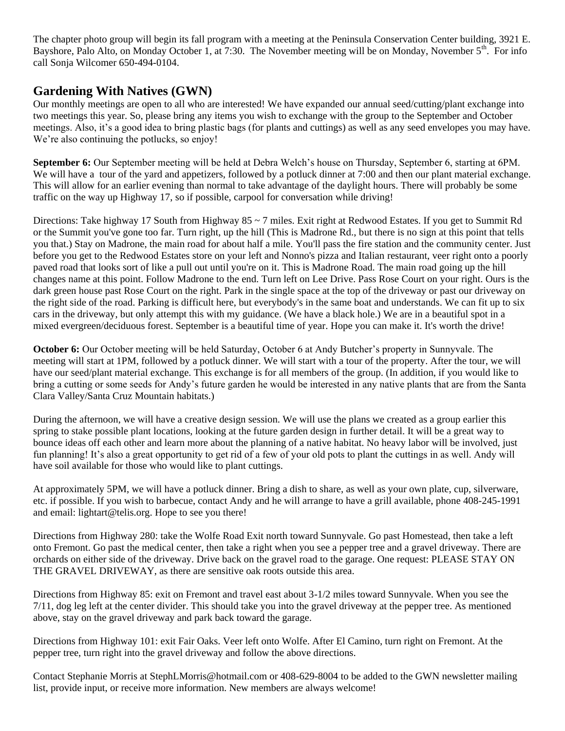The chapter photo group will begin its fall program with a meeting at the Peninsula Conservation Center building, 3921 E. Bayshore, Palo Alto, on Monday October 1, at 7:30. The November meeting will be on Monday, November 5th. For info call Sonja Wilcomer 650-494-0104.

## Gardening With Natives (GWN)

Our monthly meetings are open to all who are interested! We have expanded our annual seed/cutting/plant exchange into two meetings this year. So, please bring any items you wish to exchange with the group to the September and October meetings. Also, it's a good idea to bring plastic bags (for plants and cuttings) as well as any seed envelopes you may have. We're also continuing the potlucks, so enjoy!

**September 6:** Our September meeting will be held at Debra Welch's house on Thursday, September 6, starting at 6PM. We will have a tour of the yard and appetizers, followed by a potluck dinner at 7:00 and then our plant material exchange. This will allow for an earlier evening than normal to take advantage of the daylight hours. There will probably be some traffic on the way up Highway 17, so if possible, carpool for conversation while driving!

Directions: Take highway 17 South from Highway 85 ~ 7 miles. Exit right at Redwood Estates. If you get to Summit Rd or the Summit you've gone too far. Turn right, up the hill (This is Madrone Rd., but there is no sign at this point that tells you that.) Stay on Madrone, the main road for about half a mile. You'll pass the fire station and the community center. Just before you get to the Redwood Estates store on your left and Nonno's pizza and Italian restaurant, veer right onto a poorly paved road that looks sort of like a pull out until you're on it. This is Madrone Road. The main road going up the hill changes name at this point. Follow Madrone to the end. Turn left on Lee Drive. Pass Rose Court on your right. Ours is the dark green house past Rose Court on the right. Park in the single space at the top of the driveway or past our driveway on the right side of the road. Parking is difficult here, but everybody's in the same boat and understands. We can fit up to six cars in the driveway, but only attempt this with my guidance. (We have a black hole.) We are in a beautiful spot in a mixed evergreen/deciduous forest. September is a beautiful time of year. Hope you can make it. It's worth the drive!

**October 6:** Our October meeting will be held Saturday, October 6 at Andy Butcher's property in Sunnyvale. The meeting will start at 1PM, followed by a potluck dinner. We will start with a tour of the property. After the tour, we will have our seed/plant material exchange. This exchange is for all members of the group. (In addition, if you would like to bring a cutting or some seeds for Andy's future garden he would be interested in any native plants that are from the Santa Clara Valley/Santa Cruz Mountain habitats.)

During the afternoon, we will have a creative design session. We will use the plans we created as a group earlier this spring to stake possible plant locations, looking at the future garden design in further detail. It will be a great way to bounce ideas off each other and learn more about the planning of a native habitat. No heavy labor will be involved, just fun planning! It's also a great opportunity to get rid of a few of your old pots to plant the cuttings in as well. Andy will have soil available for those who would like to plant cuttings.

At approximately 5PM, we will have a potluck dinner. Bring a dish to share, as well as your own plate, cup, silverware, etc. if possible. If you wish to barbecue, contact Andy and he will arrange to have a grill available, phone 408-245-1991 and email: lightart@telis.org. Hope to see you there!

Directions from Highway 280: take the Wolfe Road Exit north toward Sunnyvale. Go past Homestead, then take a left onto Fremont. Go past the medical center, then take a right when you see a pepper tree and a gravel driveway. There are orchards on either side of the driveway. Drive back on the gravel road to the garage. One request: PLEASE STAY ON THE GRAVEL DRIVEWAY, as there are sensitive oak roots outside this area.

Directions from Highway 85: exit on Fremont and travel east about 3-1/2 miles toward Sunnyvale. When you see the 7/11, dog leg left at the center divider. This should take you into the gravel driveway at the pepper tree. As mentioned above, stay on the gravel driveway and park back toward the garage.

Directions from Highway 101: exit Fair Oaks. Veer left onto Wolfe. After El Camino, turn right on Fremont. At the pepper tree, turn right into the gravel driveway and follow the above directions.

Contact Stephanie Morris at StephLMorris@hotmail.com or 408-629-8004 to be added to the GWN newsletter mailing list, provide input, or receive more information. New members are always welcome!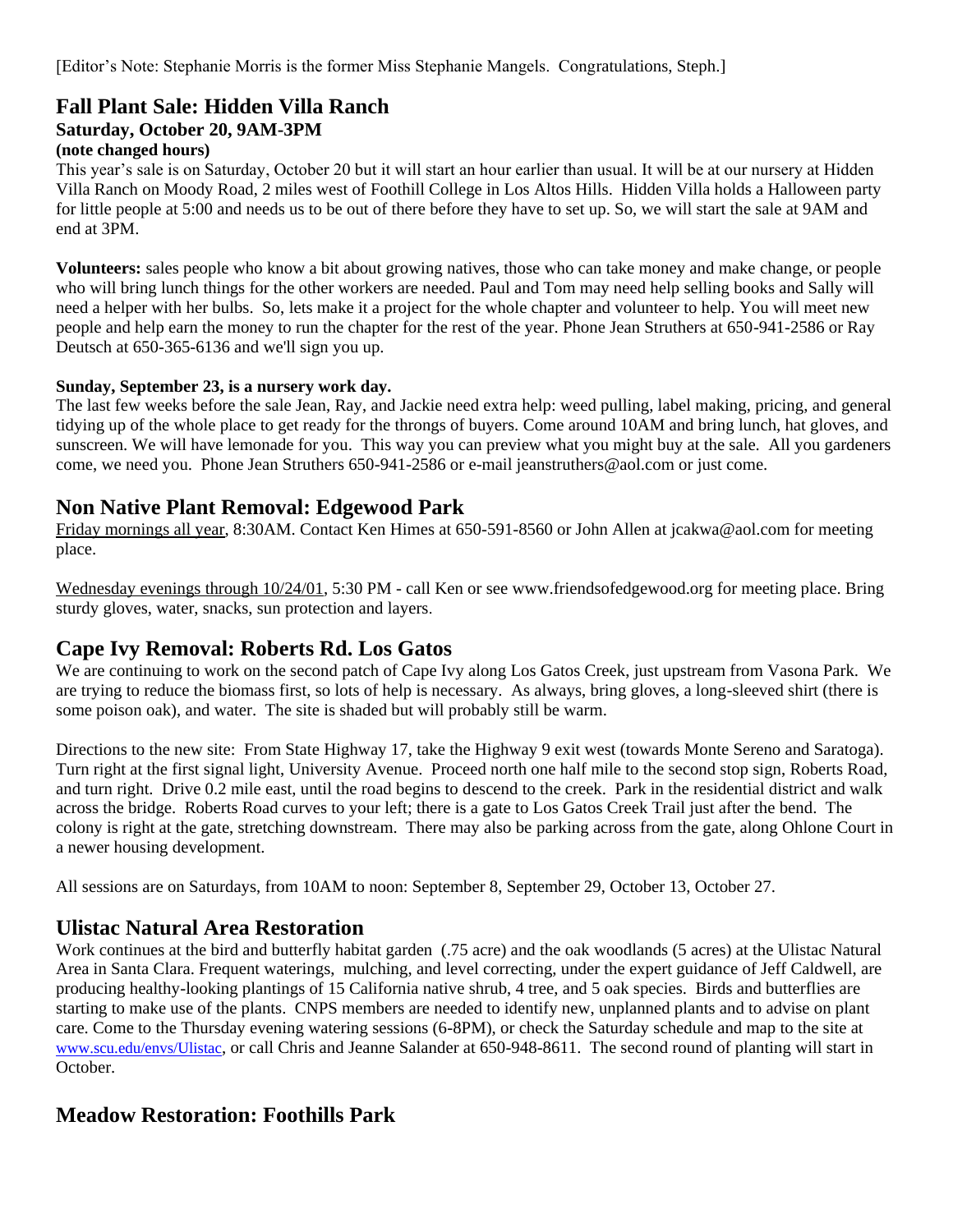[Editor's Note: Stephanie Morris is the former Miss Stephanie Mangels.  Congratulations, Steph.]

## Fall Plant Sale: Hidden Villa Ranch

### Saturday, October 20, 9AM-3PM

**(note changed hours)**

This year's sale is on Saturday, October 20 but it will start an hour earlier than usual. It will be at our nursery at Hidden Villa Ranch on Moody Road, 2 miles west of Foothill College in Los Altos Hills.  Hidden Villa holds a Halloween party for little people at 5:00 and needs us to be out of there before they have to set up. So, we will start the sale at 9AM and end at 3PM.

**Volunteers:** sales people who know a bit about growing natives, those who can take money and make change, or people who will bring lunch things for the other workers are needed. Paul and Tom may need help selling books and Sally will need a helper with her bulbs.  So, lets make it a project for the whole chapter and volunteer to help. You will meet new people and help earn the money to run the chapter for the rest of the year. Phone Jean Struthers at 650-941-2586 or Ray Deutsch at 650-365-6136 and we'll sign you up.

**Sunday, September 23, is a nursery work day.**

The last few weeks before the sale Jean, Ray, and Jackie need extra help: weed pulling, label making, pricing, and general tidying up of the whole place to get ready for the throngs of buyers. Come around 10AM and bring lunch, hat gloves, and sunscreen. We will have lemonade for you.  This way you can preview what you might buy at the sale.  All you gardeners come, we need you.  Phone Jean Struthers 650-941-2586 or e-mail jeanstruthers@aol.com or just come.

## Non Native Plant Removal: Edgewood Park

Friday mornings all year, 8:30AM. Contact Ken Himes at 650-591-8560 or John Allen at jcakwa@aol.com for meeting place.

Wednesday evenings through 10/24/01, 5:30 PM - call Ken or see www.friendsofedgewood.org for meeting place. Bring sturdy gloves, water, snacks, sun protection and layers.

## Cape Ivy Removal: Roberts Rd. Los Gatos

We are continuing to work on the second patch of Cape Ivy along Los Gatos Creek, just upstream from Vasona Park.  We are trying to reduce the biomass first, so lots of help is necessary.  As always, bring gloves, a long-sleeved shirt (there is some poison oak), and water.  The site is shaded but will probably still be warm.

Directions to the new site:  From State Highway 17, take the Highway 9 exit west (towards Monte Sereno and Saratoga).  Turn right at the first signal light, University Avenue.  Proceed north one half mile to the second stop sign, Roberts Road, and turn right.  Drive 0.2 mile east, until the road begins to descend to the creek.  Park in the residential district and walk across the bridge.  Roberts Road curves to your left; there is a gate to Los Gatos Creek Trail just after the bend.  The colony is right at the gate, stretching downstream.  There may also be parking across from the gate, along Ohlone Court in a newer housing development.

All sessions are on Saturdays, from 10AM to noon: September 8, September 29, October 13, October 27.

## Ulistac Natural Area Restoration

Work continues at the bird and butterfly habitat garden  (.75 acre) and the oak woodlands (5 acres) at the Ulistac Natural Area in Santa Clara. Frequent waterings,  mulching, and level correcting, under the expert guidance of Jeff Caldwell, are producing healthy-looking plantings of 15 California native shrub, 4 tree, and 5 oak species.  Birds and butterflies are starting to make use of the plants.  CNPS members are needed to identify new, unplanned plants and to advise on plant care. Come to the Thursday evening watering sessions (6-8PM), or check the Saturday schedule and map to the site at www.scu.edu/envs/Ulistac, or call Chris and Jeanne Salander at 650-948-8611.  The second round of planting will start in October.

## Meadow Restoration: Foothills Park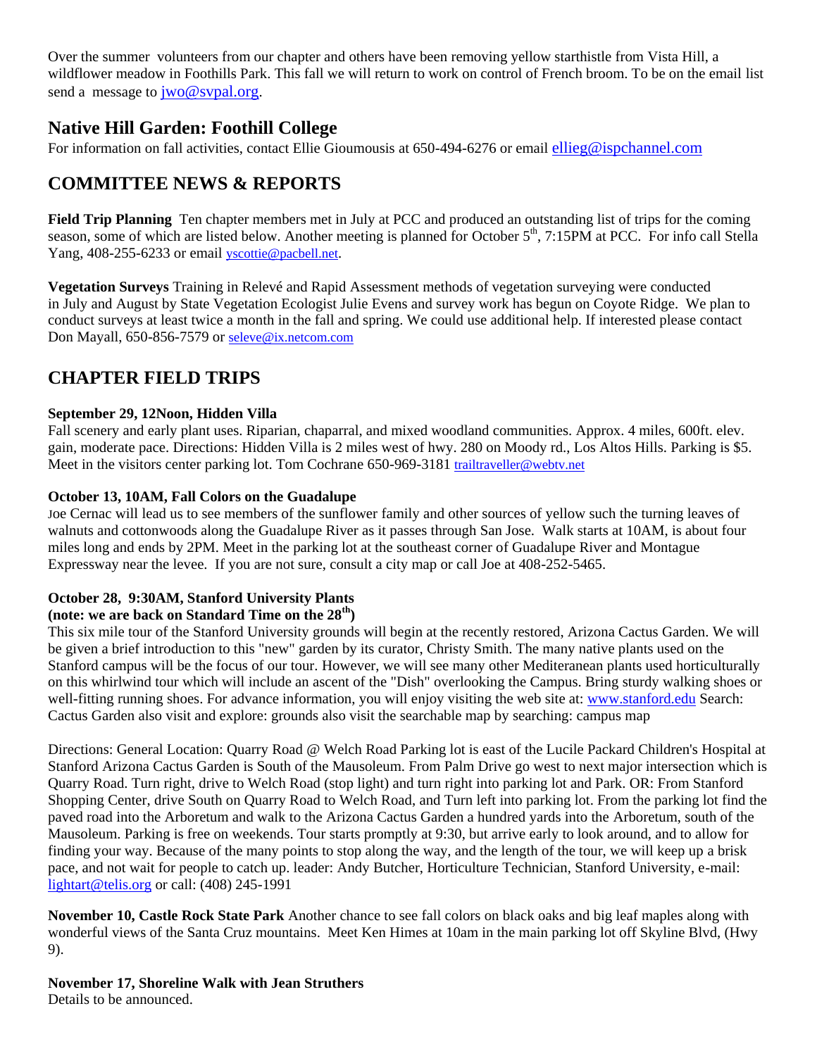Over the summer volunteers from our chapter and others have been removing yellow starthistle from Vista Hill, a wildflower meadow in Foothills Park. This fall we will return to work on control of French broom. To be on the email list send a message to jwo@svpal.org.

## Native Hill Garden: Foothill College

For information on fall activities, contact Ellie Gioumousis at 650-494-6276 or email ellieg@ispchannel.com

## COMMITTEE NEWS & REPORTS

**Field Trip Planning** Ten chapter members met in July at PCC and produced an outstanding list of trips for the coming season, some of which are listed below. Another meeting is planned for October 5th, 7:15PM at PCC. For info call Stella Yang, 408-255-6233 or email yscottie@pacbell.net.

**Vegetation Surveys** Training in Relevé and Rapid Assessment methods of vegetation surveying were conducted in July and August by State Vegetation Ecologist Julie Evens and survey work has begun on Coyote Ridge. We plan to conduct surveys at least twice a month in the fall and spring. We could use additional help. If interested please contact Don Mayall, 650-856-7579 or seleve@ix.netcom.com

## CHAPTER FIELD TRIPS

**September 29, 12Noon, Hidden Villa**
Fall scenery and early plant uses. Riparian, chaparral, and mixed woodland communities. Approx. 4 miles, 600ft. elev. gain, moderate pace. Directions: Hidden Villa is 2 miles west of hwy. 280 on Moody rd., Los Altos Hills. Parking is $5. Meet in the visitors center parking lot. Tom Cochrane 650-969-3181 trailtraveller@webtv.net

**October 13, 10AM, Fall Colors on the Guadalupe**
Joe Cernac will lead us to see members of the sunflower family and other sources of yellow such the turning leaves of walnuts and cottonwoods along the Guadalupe River as it passes through San Jose. Walk starts at 10AM, is about four miles long and ends by 2PM. Meet in the parking lot at the southeast corner of Guadalupe River and Montague Expressway near the levee. If you are not sure, consult a city map or call Joe at 408-252-5465.

**October 28, 9:30AM, Stanford University Plants**
**(note: we are back on Standard Time on the 28th)**
This six mile tour of the Stanford University grounds will begin at the recently restored, Arizona Cactus Garden. We will be given a brief introduction to this "new" garden by its curator, Christy Smith. The many native plants used on the Stanford campus will be the focus of our tour. However, we will see many other Mediteranean plants used horticulturally on this whirlwind tour which will include an ascent of the "Dish" overlooking the Campus. Bring sturdy walking shoes or well-fitting running shoes. For advance information, you will enjoy visiting the web site at: www.stanford.edu Search: Cactus Garden also visit and explore: grounds also visit the searchable map by searching: campus map

Directions: General Location: Quarry Road @ Welch Road Parking lot is east of the Lucile Packard Children's Hospital at Stanford Arizona Cactus Garden is South of the Mausoleum. From Palm Drive go west to next major intersection which is Quarry Road. Turn right, drive to Welch Road (stop light) and turn right into parking lot and Park. OR: From Stanford Shopping Center, drive South on Quarry Road to Welch Road, and Turn left into parking lot. From the parking lot find the paved road into the Arboretum and walk to the Arizona Cactus Garden a hundred yards into the Arboretum, south of the Mausoleum. Parking is free on weekends. Tour starts promptly at 9:30, but arrive early to look around, and to allow for finding your way. Because of the many points to stop along the way, and the length of the tour, we will keep up a brisk pace, and not wait for people to catch up. leader: Andy Butcher, Horticulture Technician, Stanford University, e-mail: lightart@telis.org or call: (408) 245-1991

**November 10, Castle Rock State Park** Another chance to see fall colors on black oaks and big leaf maples along with wonderful views of the Santa Cruz mountains. Meet Ken Himes at 10am in the main parking lot off Skyline Blvd, (Hwy 9).

**November 17, Shoreline Walk with Jean Struthers**
Details to be announced.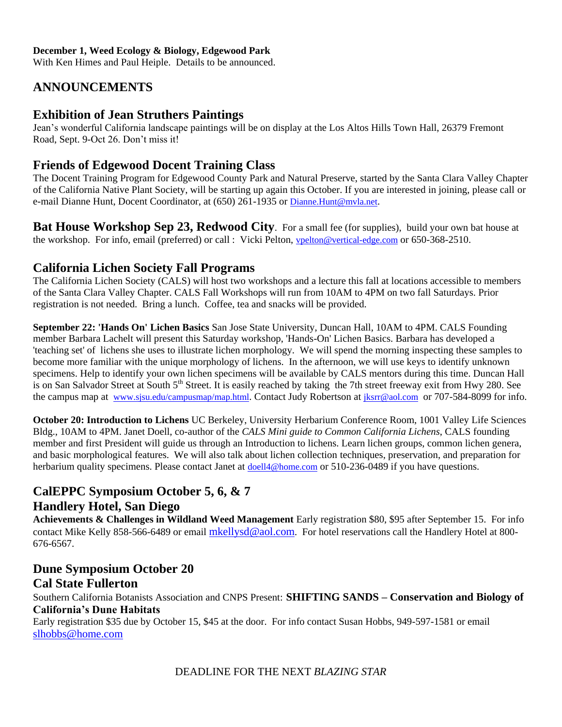**December 1, Weed Ecology & Biology, Edgewood Park**
With Ken Himes and Paul Heiple. Details to be announced.

## ANNOUNCEMENTS

### Exhibition of Jean Struthers Paintings

Jean's wonderful California landscape paintings will be on display at the Los Altos Hills Town Hall, 26379 Fremont Road, Sept. 9-Oct 26. Don't miss it!

### Friends of Edgewood Docent Training Class

The Docent Training Program for Edgewood County Park and Natural Preserve, started by the Santa Clara Valley Chapter of the California Native Plant Society, will be starting up again this October. If you are interested in joining, please call or e-mail Dianne Hunt, Docent Coordinator, at (650) 261-1935 or Dianne.Hunt@mvla.net.

**Bat House Workshop Sep 23, Redwood City**. For a small fee (for supplies), build your own bat house at the workshop. For info, email (preferred) or call : Vicki Pelton, vpelton@vertical-edge.com or 650-368-2510.

### California Lichen Society Fall Programs

The California Lichen Society (CALS) will host two workshops and a lecture this fall at locations accessible to members of the Santa Clara Valley Chapter. CALS Fall Workshops will run from 10AM to 4PM on two fall Saturdays. Prior registration is not needed. Bring a lunch. Coffee, tea and snacks will be provided.

**September 22: 'Hands On' Lichen Basics** San Jose State University, Duncan Hall, 10AM to 4PM. CALS Founding member Barbara Lachelt will present this Saturday workshop, 'Hands-On' Lichen Basics. Barbara has developed a 'teaching set' of lichens she uses to illustrate lichen morphology. We will spend the morning inspecting these samples to become more familiar with the unique morphology of lichens. In the afternoon, we will use keys to identify unknown specimens. Help to identify your own lichen specimens will be available by CALS mentors during this time. Duncan Hall is on San Salvador Street at South 5th Street. It is easily reached by taking the 7th street freeway exit from Hwy 280. See the campus map at www.sjsu.edu/campusmap/map.html. Contact Judy Robertson at jksrr@aol.com or 707-584-8099 for info.

**October 20: Introduction to Lichens** UC Berkeley, University Herbarium Conference Room, 1001 Valley Life Sciences Bldg., 10AM to 4PM. Janet Doell, co-author of the *CALS Mini guide to Common California Lichens*, CALS founding member and first President will guide us through an Introduction to lichens. Learn lichen groups, common lichen genera, and basic morphological features. We will also talk about lichen collection techniques, preservation, and preparation for herbarium quality specimens. Please contact Janet at doell4@home.com or 510-236-0489 if you have questions.

### CalEPPC Symposium October 5, 6, & 7
### Handlery Hotel, San Diego

**Achievements & Challenges in Wildland Weed Management** Early registration $80, $95 after September 15. For info contact Mike Kelly 858-566-6489 or email mkellysd@aol.com. For hotel reservations call the Handlery Hotel at 800-676-6567.

### Dune Symposium October 20
### Cal State Fullerton

Southern California Botanists Association and CNPS Present: **SHIFTING SANDS – Conservation and Biology of California's Dune Habitats**
Early registration $35 due by October 15, $45 at the door. For info contact Susan Hobbs, 949-597-1581 or email slhobbs@home.com

DEADLINE FOR THE NEXT *BLAZING STAR*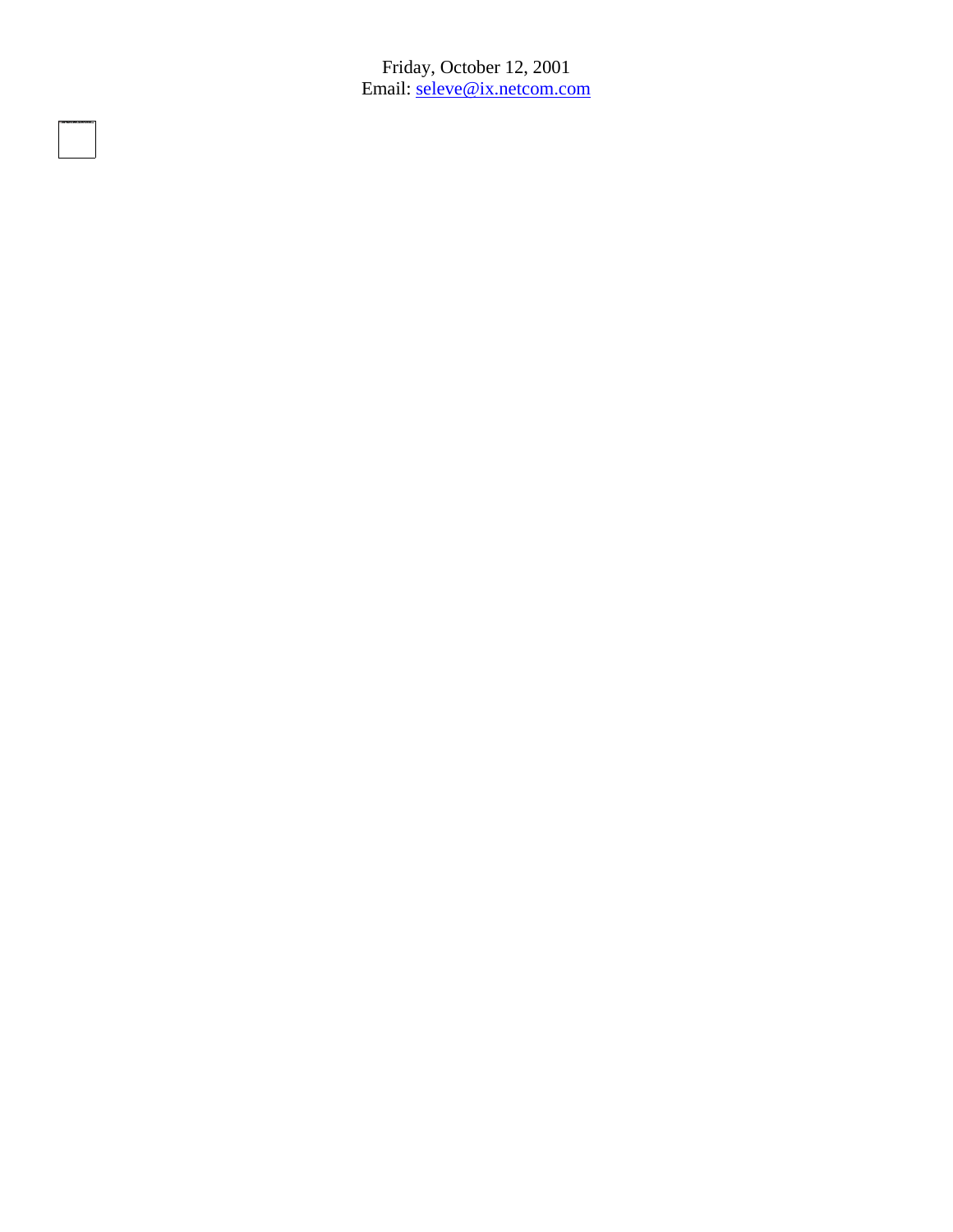Friday, October 12, 2001
Email: seleve@ix.netcom.com